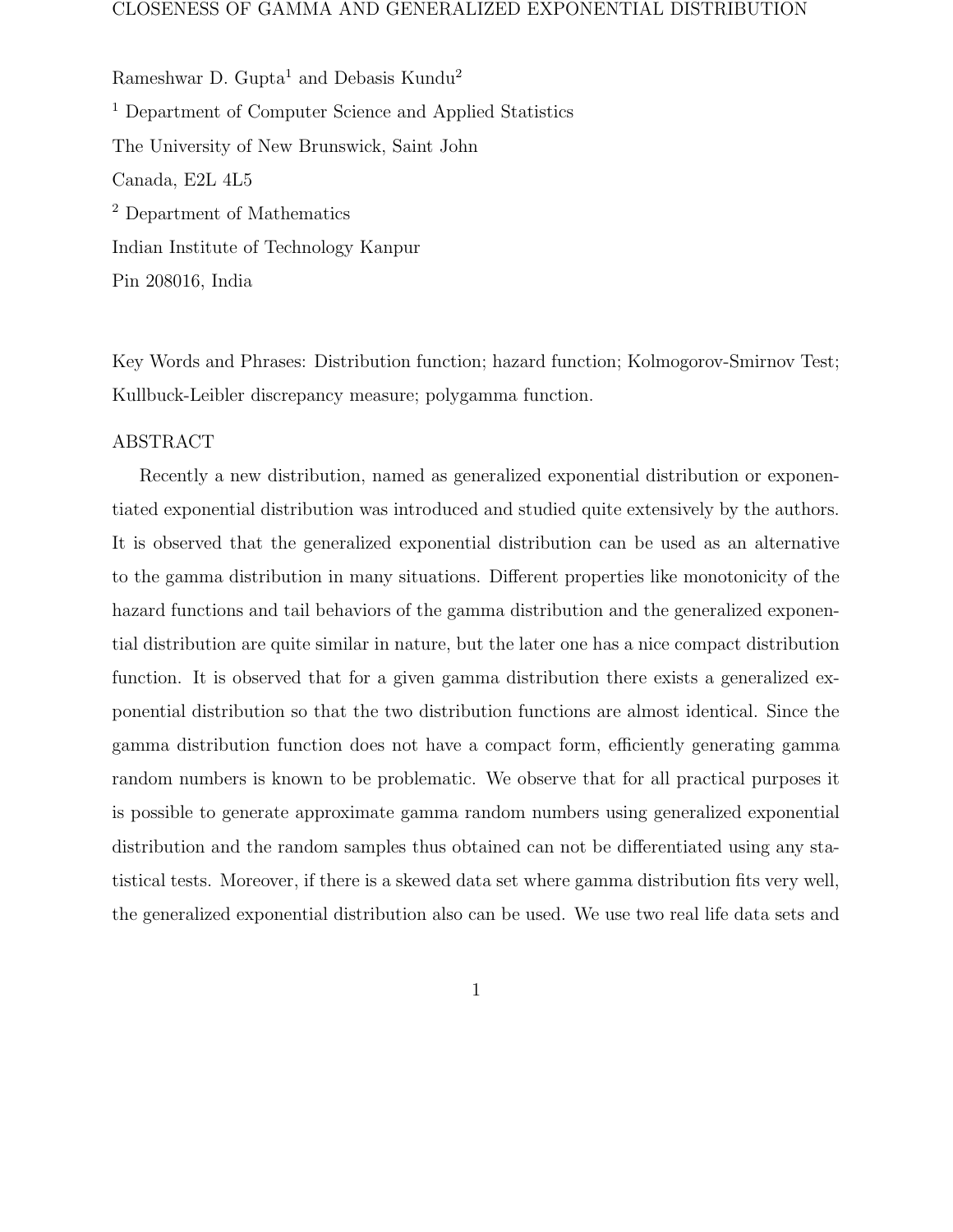# CLOSENESS OF GAMMA AND GENERALIZED EXPONENTIAL DISTRIBUTION

Rameshwar D. Gupta[1] and Debasis Kundu[2]

[1] Department of Computer Science and Applied Statistics

The University of New Brunswick, Saint John

Canada, E2L 4L5

[2] Department of Mathematics

Indian Institute of Technology Kanpur

Pin 208016, India

Key Words and Phrases: Distribution function; hazard function; Kolmogorov-Smirnov Test; Kullbuck-Leibler discrepancy measure; polygamma function.

## ABSTRACT

Recently a new distribution, named as generalized exponential distribution or exponentiated exponential distribution was introduced and studied quite extensively by the authors. It is observed that the generalized exponential distribution can be used as an alternative to the gamma distribution in many situations. Different properties like monotonicity of the hazard functions and tail behaviors of the gamma distribution and the generalized exponential distribution are quite similar in nature, but the later one has a nice compact distribution function. It is observed that for a given gamma distribution there exists a generalized exponential distribution so that the two distribution functions are almost identical. Since the gamma distribution function does not have a compact form, efficiently generating gamma random numbers is known to be problematic. We observe that for all practical purposes it is possible to generate approximate gamma random numbers using generalized exponential distribution and the random samples thus obtained can not be differentiated using any statistical tests. Moreover, if there is a skewed data set where gamma distribution fits very well, the generalized exponential distribution also can be used. We use two real life data sets and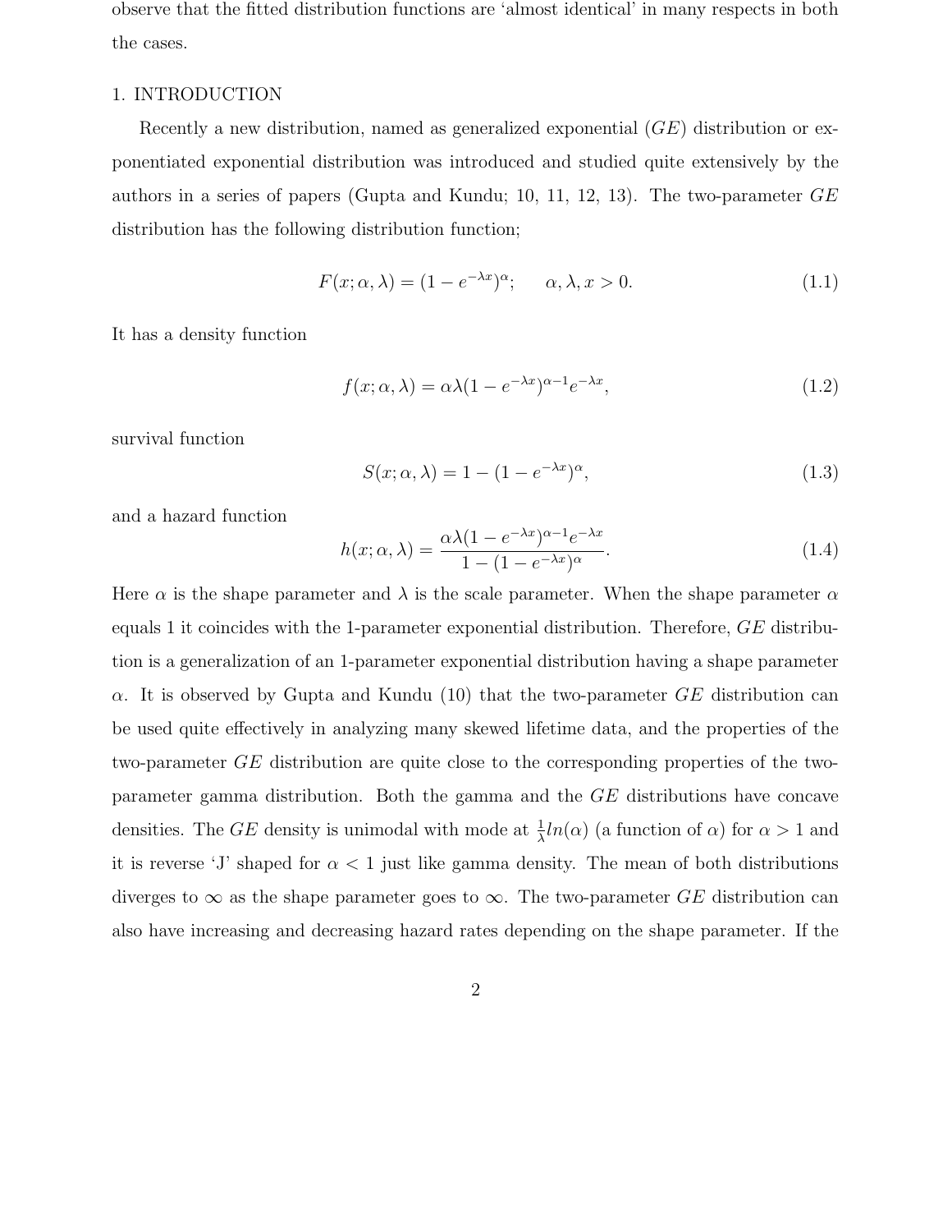observe that the fitted distribution functions are 'almost identical' in many respects in both the cases.

## 1. INTRODUCTION

Recently a new distribution, named as generalized exponential ($GE$) distribution or exponentiated exponential distribution was introduced and studied quite extensively by the authors in a series of papers (Gupta and Kundu; 10, 11, 12, 13). The two-parameter $GE$ distribution has the following distribution function;

$$F(x; \alpha, \lambda) = (1 - e^{-\lambda x})^{\alpha}; \qquad \alpha, \lambda, x > 0. \tag{1.1}$$

It has a density function

$$f(x; \alpha, \lambda) = \alpha\lambda(1 - e^{-\lambda x})^{\alpha - 1} e^{-\lambda x}, \tag{1.2}$$

survival function

$$S(x; \alpha, \lambda) = 1 - (1 - e^{-\lambda x})^{\alpha}, \tag{1.3}$$

and a hazard function

$$h(x; \alpha, \lambda) = \frac{\alpha\lambda(1 - e^{-\lambda x})^{\alpha - 1} e^{-\lambda x}}{1 - (1 - e^{-\lambda x})^{\alpha}}. \tag{1.4}$$

Here $\alpha$ is the shape parameter and $\lambda$ is the scale parameter. When the shape parameter $\alpha$ equals 1 it coincides with the 1-parameter exponential distribution. Therefore, $GE$ distribution is a generalization of an 1-parameter exponential distribution having a shape parameter $\alpha$. It is observed by Gupta and Kundu (10) that the two-parameter $GE$ distribution can be used quite effectively in analyzing many skewed lifetime data, and the properties of the two-parameter $GE$ distribution are quite close to the corresponding properties of the two-parameter gamma distribution. Both the gamma and the $GE$ distributions have concave densities. The $GE$ density is unimodal with mode at $\frac{1}{\lambda} ln(\alpha)$ (a function of $\alpha$) for $\alpha > 1$ and it is reverse 'J' shaped for $\alpha < 1$ just like gamma density. The mean of both distributions diverges to $\infty$ as the shape parameter goes to $\infty$. The two-parameter $GE$ distribution can also have increasing and decreasing hazard rates depending on the shape parameter. If the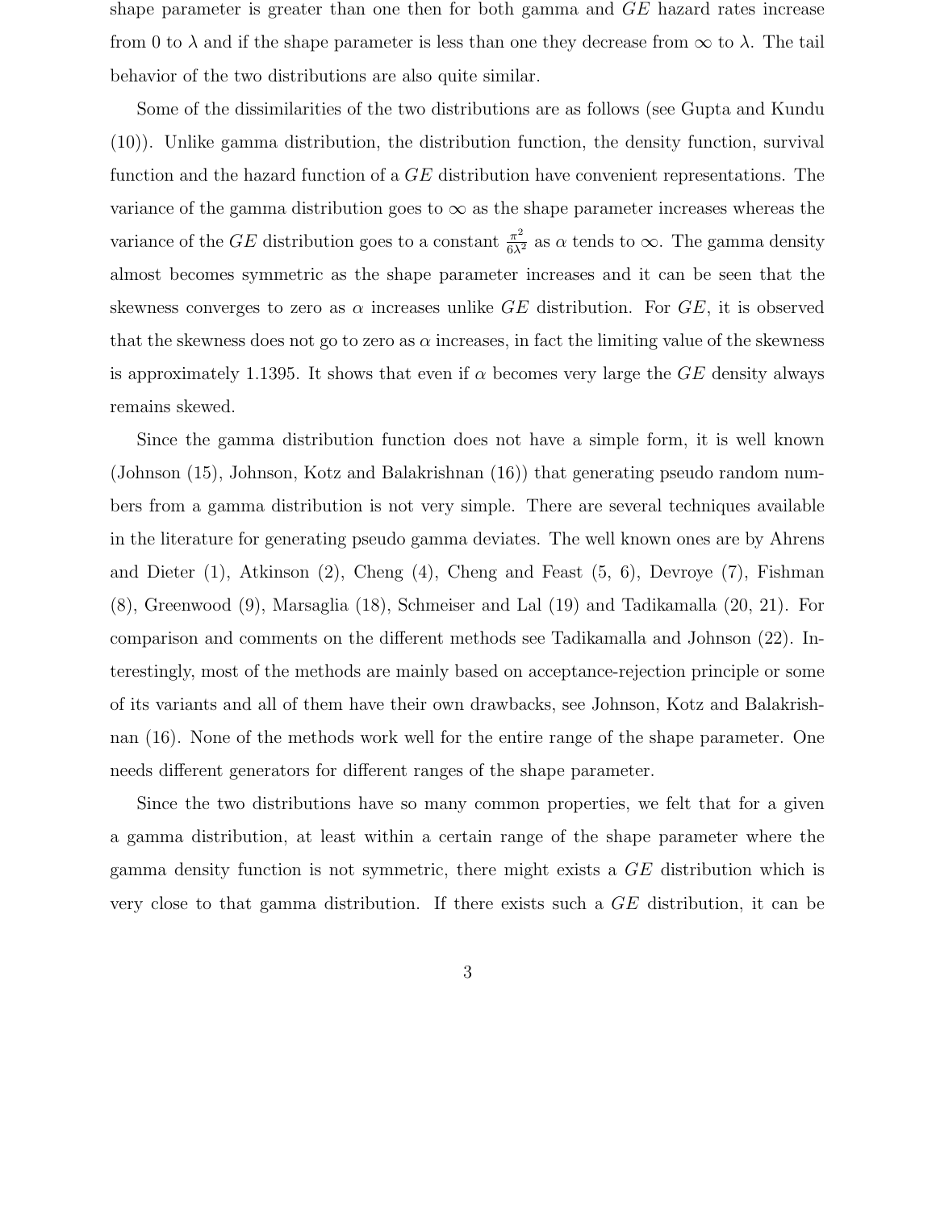shape parameter is greater than one then for both gamma and $GE$ hazard rates increase from 0 to $\lambda$ and if the shape parameter is less than one they decrease from $\infty$ to $\lambda$. The tail behavior of the two distributions are also quite similar.

Some of the dissimilarities of the two distributions are as follows (see Gupta and Kundu (10)). Unlike gamma distribution, the distribution function, the density function, survival function and the hazard function of a $GE$ distribution have convenient representations. The variance of the gamma distribution goes to $\infty$ as the shape parameter increases whereas the variance of the $GE$ distribution goes to a constant $\frac{\pi^2}{6\lambda^2}$ as $\alpha$ tends to $\infty$. The gamma density almost becomes symmetric as the shape parameter increases and it can be seen that the skewness converges to zero as $\alpha$ increases unlike $GE$ distribution. For $GE$, it is observed that the skewness does not go to zero as $\alpha$ increases, in fact the limiting value of the skewness is approximately 1.1395. It shows that even if $\alpha$ becomes very large the $GE$ density always remains skewed.

Since the gamma distribution function does not have a simple form, it is well known (Johnson (15), Johnson, Kotz and Balakrishnan (16)) that generating pseudo random numbers from a gamma distribution is not very simple. There are several techniques available in the literature for generating pseudo gamma deviates. The well known ones are by Ahrens and Dieter (1), Atkinson (2), Cheng (4), Cheng and Feast (5, 6), Devroye (7), Fishman (8), Greenwood (9), Marsaglia (18), Schmeiser and Lal (19) and Tadikamalla (20, 21). For comparison and comments on the different methods see Tadikamalla and Johnson (22). Interestingly, most of the methods are mainly based on acceptance-rejection principle or some of its variants and all of them have their own drawbacks, see Johnson, Kotz and Balakrishnan (16). None of the methods work well for the entire range of the shape parameter. One needs different generators for different ranges of the shape parameter.

Since the two distributions have so many common properties, we felt that for a given a gamma distribution, at least within a certain range of the shape parameter where the gamma density function is not symmetric, there might exists a $GE$ distribution which is very close to that gamma distribution. If there exists such a $GE$ distribution, it can be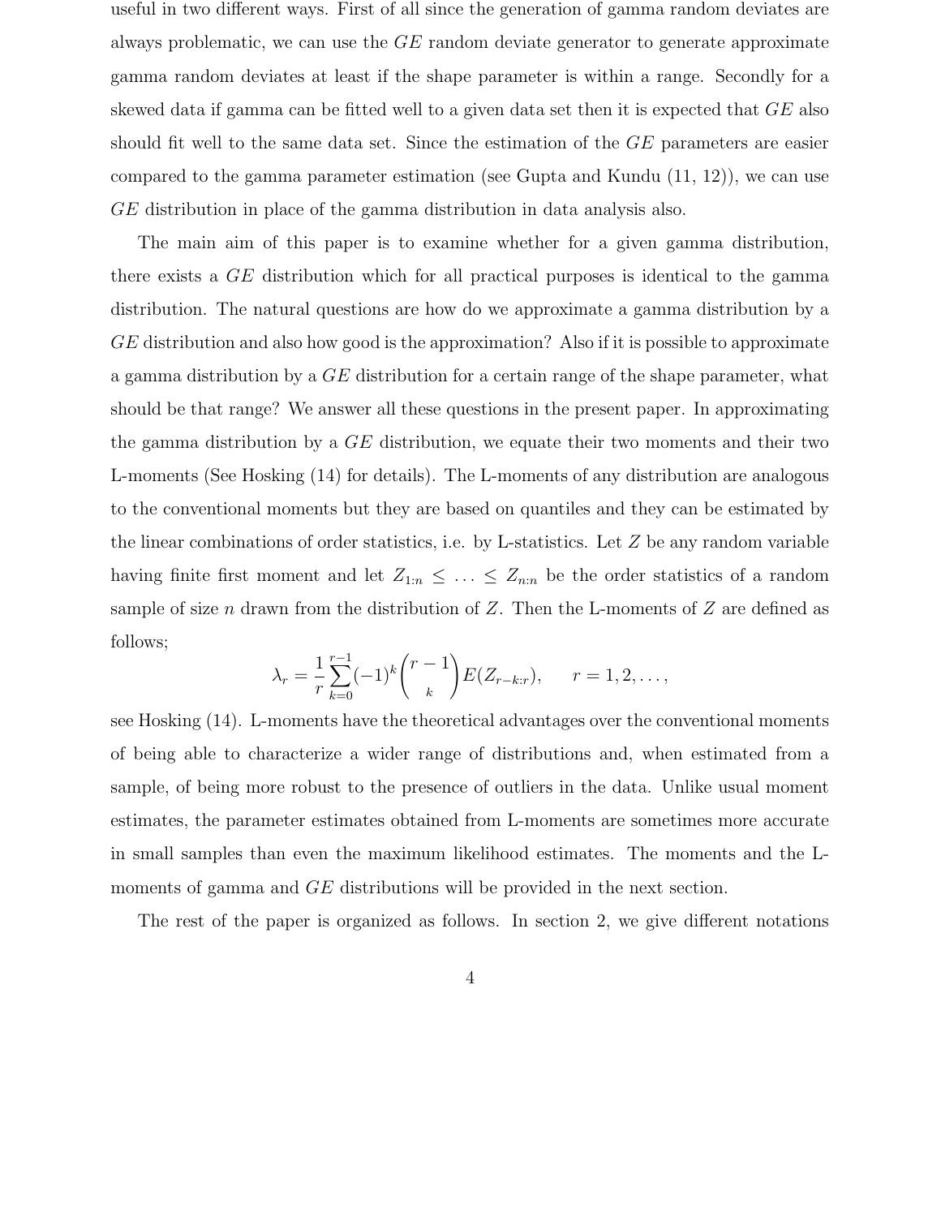useful in two different ways. First of all since the generation of gamma random deviates are always problematic, we can use the $GE$ random deviate generator to generate approximate gamma random deviates at least if the shape parameter is within a range. Secondly for a skewed data if gamma can be fitted well to a given data set then it is expected that $GE$ also should fit well to the same data set. Since the estimation of the $GE$ parameters are easier compared to the gamma parameter estimation (see Gupta and Kundu (11, 12)), we can use $GE$ distribution in place of the gamma distribution in data analysis also.

The main aim of this paper is to examine whether for a given gamma distribution, there exists a $GE$ distribution which for all practical purposes is identical to the gamma distribution. The natural questions are how do we approximate a gamma distribution by a $GE$ distribution and also how good is the approximation? Also if it is possible to approximate a gamma distribution by a $GE$ distribution for a certain range of the shape parameter, what should be that range? We answer all these questions in the present paper. In approximating the gamma distribution by a $GE$ distribution, we equate their two moments and their two L-moments (See Hosking (14) for details). The L-moments of any distribution are analogous to the conventional moments but they are based on quantiles and they can be estimated by the linear combinations of order statistics, i.e. by L-statistics. Let $Z$ be any random variable having finite first moment and let $Z_{1:n} \leq \ldots \leq Z_{n:n}$ be the order statistics of a random sample of size $n$ drawn from the distribution of $Z$. Then the L-moments of $Z$ are defined as follows;

$$\lambda_r = \frac{1}{r}\sum_{k=0}^{r-1}(-1)^k \binom{r-1}{k} E(Z_{r-k:r}), \qquad r = 1, 2, \ldots,$$

see Hosking (14). L-moments have the theoretical advantages over the conventional moments of being able to characterize a wider range of distributions and, when estimated from a sample, of being more robust to the presence of outliers in the data. Unlike usual moment estimates, the parameter estimates obtained from L-moments are sometimes more accurate in small samples than even the maximum likelihood estimates. The moments and the L-moments of gamma and $GE$ distributions will be provided in the next section.

The rest of the paper is organized as follows. In section 2, we give different notations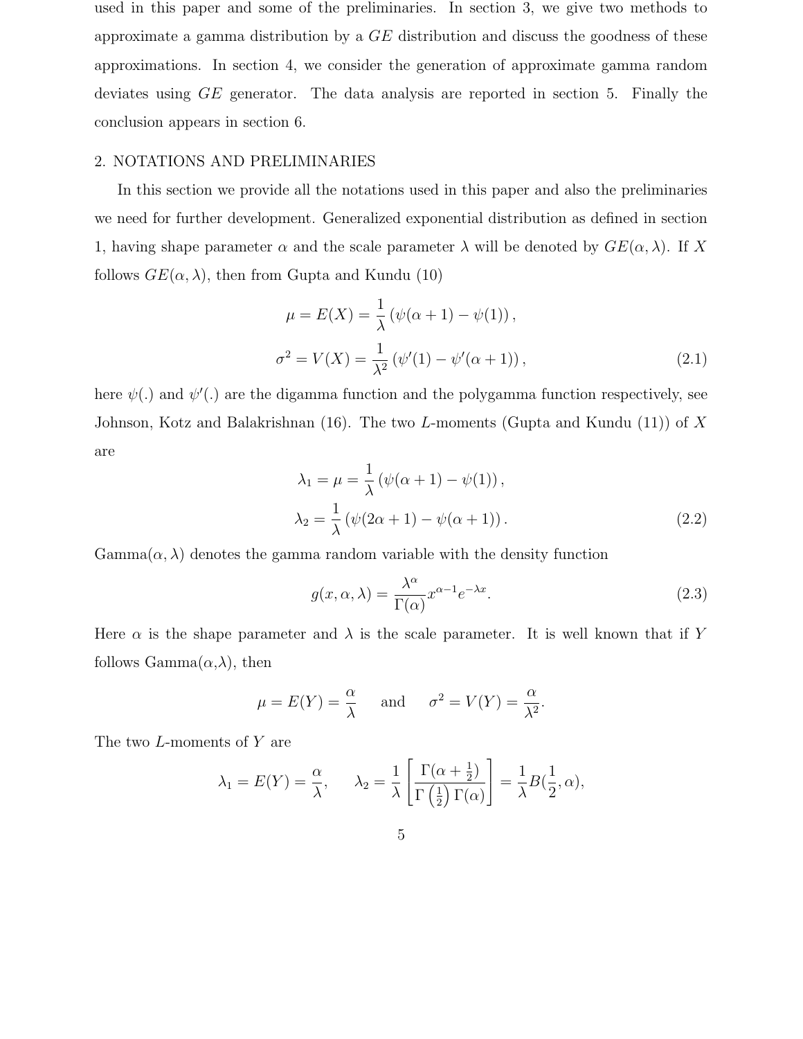used in this paper and some of the preliminaries. In section 3, we give two methods to approximate a gamma distribution by a $GE$ distribution and discuss the goodness of these approximations. In section 4, we consider the generation of approximate gamma random deviates using $GE$ generator. The data analysis are reported in section 5. Finally the conclusion appears in section 6.

## 2. NOTATIONS AND PRELIMINARIES

In this section we provide all the notations used in this paper and also the preliminaries we need for further development. Generalized exponential distribution as defined in section 1, having shape parameter $\alpha$ and the scale parameter $\lambda$ will be denoted by $GE(\alpha, \lambda)$. If $X$ follows $GE(\alpha, \lambda)$, then from Gupta and Kundu (10)

$$\mu = E(X) = \frac{1}{\lambda}\left(\psi(\alpha+1) - \psi(1)\right),$$

$$\sigma^2 = V(X) = \frac{1}{\lambda^2}\left(\psi'(1) - \psi'(\alpha+1)\right), \tag{2.1}$$

here $\psi(.)$ and $\psi'(.)$ are the digamma function and the polygamma function respectively, see Johnson, Kotz and Balakrishnan (16). The two $L$-moments (Gupta and Kundu (11)) of $X$ are

$$\lambda_1 = \mu = \frac{1}{\lambda}\left(\psi(\alpha+1) - \psi(1)\right),$$

$$\lambda_2 = \frac{1}{\lambda}\left(\psi(2\alpha+1) - \psi(\alpha+1)\right). \tag{2.2}$$

Gamma$(\alpha, \lambda)$ denotes the gamma random variable with the density function

$$g(x, \alpha, \lambda) = \frac{\lambda^\alpha}{\Gamma(\alpha)} x^{\alpha-1} e^{-\lambda x}. \tag{2.3}$$

Here $\alpha$ is the shape parameter and $\lambda$ is the scale parameter. It is well known that if $Y$ follows Gamma$(\alpha,\lambda)$, then

$$\mu = E(Y) = \frac{\alpha}{\lambda} \quad \text{and} \quad \sigma^2 = V(Y) = \frac{\alpha}{\lambda^2}.$$

The two $L$-moments of $Y$ are

$$\lambda_1 = E(Y) = \frac{\alpha}{\lambda}, \quad \lambda_2 = \frac{1}{\lambda}\left[\frac{\Gamma(\alpha+\frac{1}{2})}{\Gamma\left(\frac{1}{2}\right)\Gamma(\alpha)}\right] = \frac{1}{\lambda}B(\frac{1}{2}, \alpha),$$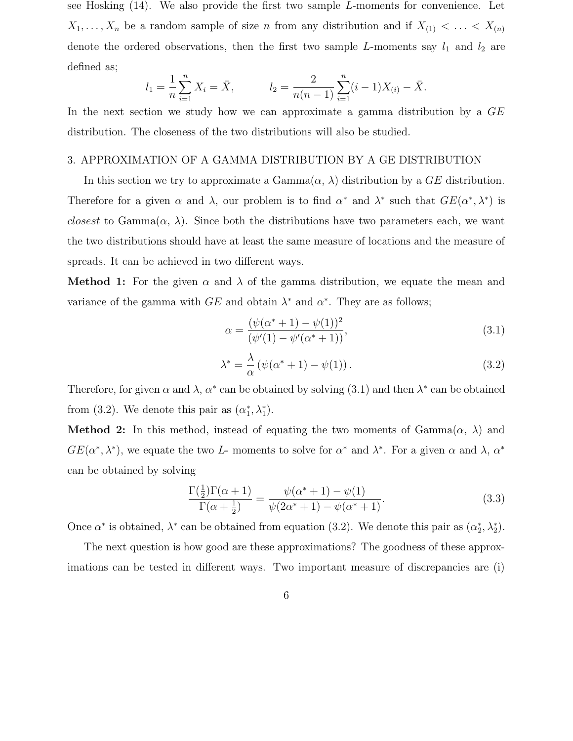see Hosking (14). We also provide the first two sample $L$-moments for convenience. Let $X_1, \ldots, X_n$ be a random sample of size $n$ from any distribution and if $X_{(1)} < \ldots < X_{(n)}$ denote the ordered observations, then the first two sample $L$-moments say $l_1$ and $l_2$ are defined as;

$$l_1 = \frac{1}{n}\sum_{i=1}^{n} X_i = \bar{X}, \qquad l_2 = \frac{2}{n(n-1)}\sum_{i=1}^{n}(i-1)X_{(i)} - \bar{X}.$$

In the next section we study how we can approximate a gamma distribution by a $GE$ distribution. The closeness of the two distributions will also be studied.

## 3. APPROXIMATION OF A GAMMA DISTRIBUTION BY A GE DISTRIBUTION

In this section we try to approximate a Gamma($\alpha$, $\lambda$) distribution by a $GE$ distribution. Therefore for a given $\alpha$ and $\lambda$, our problem is to find $\alpha^*$ and $\lambda^*$ such that $GE(\alpha^*, \lambda^*)$ is *closest* to Gamma($\alpha$, $\lambda$). Since both the distributions have two parameters each, we want the two distributions should have at least the same measure of locations and the measure of spreads. It can be achieved in two different ways.

**Method 1:** For the given $\alpha$ and $\lambda$ of the gamma distribution, we equate the mean and variance of the gamma with $GE$ and obtain $\lambda^*$ and $\alpha^*$. They are as follows;

$$\alpha = \frac{(\psi(\alpha^*+1) - \psi(1))^2}{(\psi'(1) - \psi'(\alpha^*+1))}, \tag{3.1}$$

$$\lambda^* = \frac{\lambda}{\alpha}\left(\psi(\alpha^*+1) - \psi(1)\right). \tag{3.2}$$

Therefore, for given $\alpha$ and $\lambda$, $\alpha^*$ can be obtained by solving (3.1) and then $\lambda^*$ can be obtained from (3.2). We denote this pair as $(\alpha_1^*, \lambda_1^*)$.

**Method 2:** In this method, instead of equating the two moments of Gamma($\alpha$, $\lambda$) and $GE(\alpha^*, \lambda^*)$, we equate the two $L$- moments to solve for $\alpha^*$ and $\lambda^*$. For a given $\alpha$ and $\lambda$, $\alpha^*$ can be obtained by solving

$$\frac{\Gamma(\frac{1}{2})\Gamma(\alpha+1)}{\Gamma(\alpha+\frac{1}{2})} = \frac{\psi(\alpha^*+1) - \psi(1)}{\psi(2\alpha^*+1) - \psi(\alpha^*+1)}. \tag{3.3}$$

Once $\alpha^*$ is obtained, $\lambda^*$ can be obtained from equation (3.2). We denote this pair as $(\alpha_2^*, \lambda_2^*)$.

The next question is how good are these approximations? The goodness of these approximations can be tested in different ways. Two important measure of discrepancies are (i)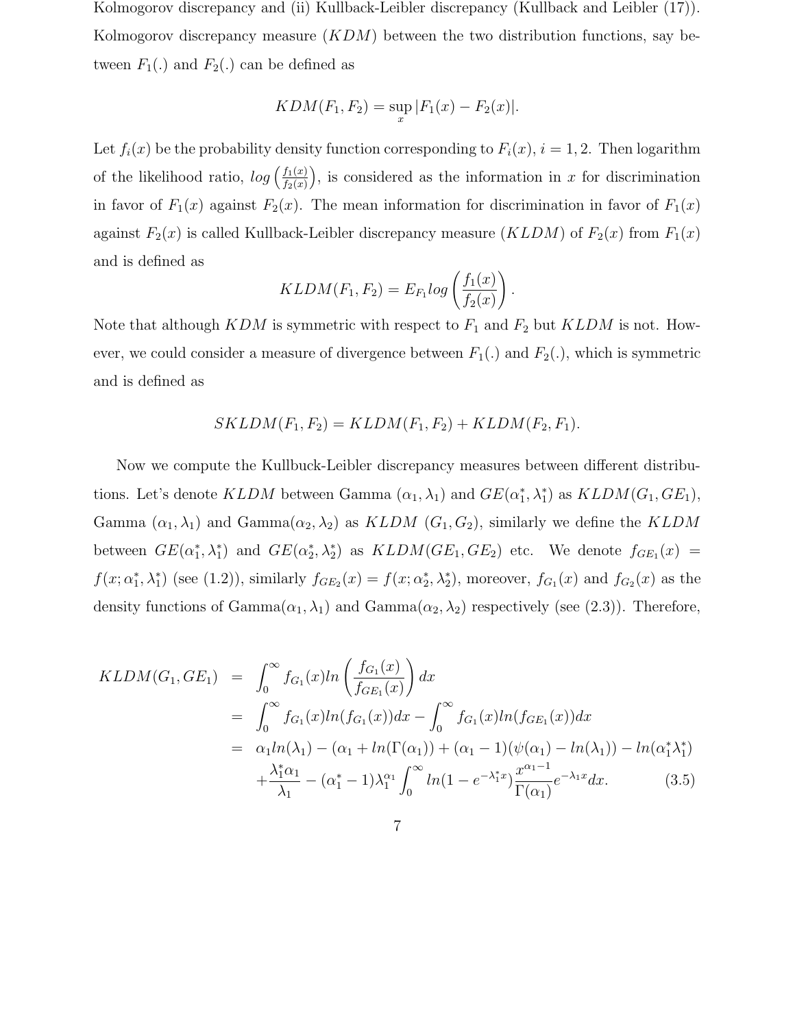Kolmogorov discrepancy and (ii) Kullback-Leibler discrepancy (Kullback and Leibler (17)). Kolmogorov discrepancy measure ($KDM$) between the two distribution functions, say between $F_1(.)$ and $F_2(.)$ can be defined as

$$KDM(F_1, F_2) = \sup_x |F_1(x) - F_2(x)|.$$

Let $f_i(x)$ be the probability density function corresponding to $F_i(x)$, $i = 1, 2$. Then logarithm of the likelihood ratio, $log\left(\frac{f_1(x)}{f_2(x)}\right)$, is considered as the information in $x$ for discrimination in favor of $F_1(x)$ against $F_2(x)$. The mean information for discrimination in favor of $F_1(x)$ against $F_2(x)$ is called Kullback-Leibler discrepancy measure ($KLDM$) of $F_2(x)$ from $F_1(x)$ and is defined as

$$KLDM(F_1, F_2) = E_{F_1} log\left(\frac{f_1(x)}{f_2(x)}\right).$$

Note that although $KDM$ is symmetric with respect to $F_1$ and $F_2$ but $KLDM$ is not. However, we could consider a measure of divergence between $F_1(.)$ and $F_2(.)$, which is symmetric and is defined as

$$SKLDM(F_1, F_2) = KLDM(F_1, F_2) + KLDM(F_2, F_1).$$

Now we compute the Kullbuck-Leibler discrepancy measures between different distributions. Let's denote $KLDM$ between Gamma $(\alpha_1, \lambda_1)$ and $GE(\alpha_1^*, \lambda_1^*)$ as $KLDM(G_1, GE_1)$, Gamma $(\alpha_1, \lambda_1)$ and Gamma$(\alpha_2, \lambda_2)$ as $KLDM$ $(G_1, G_2)$, similarly we define the $KLDM$ between $GE(\alpha_1^*, \lambda_1^*)$ and $GE(\alpha_2^*, \lambda_2^*)$ as $KLDM(GE_1, GE_2)$ etc. We denote $f_{GE_1}(x) = f(x; \alpha_1^*, \lambda_1^*)$ (see (1.2)), similarly $f_{GE_2}(x) = f(x; \alpha_2^*, \lambda_2^*)$, moreover, $f_{G_1}(x)$ and $f_{G_2}(x)$ as the density functions of Gamma$(\alpha_1, \lambda_1)$ and Gamma$(\alpha_2, \lambda_2)$ respectively (see (2.3)). Therefore,

$$\begin{aligned}
KLDM(G_1, GE_1) &= \int_0^\infty f_{G_1}(x) ln\left(\frac{f_{G_1}(x)}{f_{GE_1}(x)}\right) dx \\
&= \int_0^\infty f_{G_1}(x) ln(f_{G_1}(x)) dx - \int_0^\infty f_{G_1}(x) ln(f_{GE_1}(x)) dx \\
&= \alpha_1 ln(\lambda_1) - (\alpha_1 + ln(\Gamma(\alpha_1)) + (\alpha_1 - 1)(\psi(\alpha_1) - ln(\lambda_1)) - ln(\alpha_1^* \lambda_1^*) \\
&\quad + \frac{\lambda_1^* \alpha_1}{\lambda_1} - (\alpha_1^* - 1)\lambda_1^{\alpha_1} \int_0^\infty ln(1 - e^{-\lambda_1^* x}) \frac{x^{\alpha_1 - 1}}{\Gamma(\alpha_1)} e^{-\lambda_1 x} dx. \qquad (3.5)
\end{aligned}$$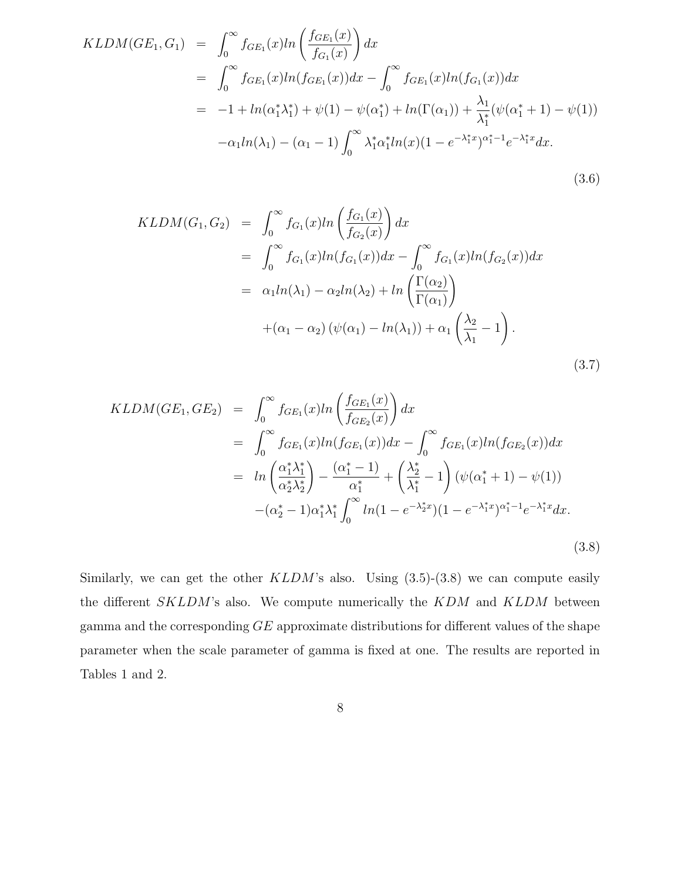$$
\begin{aligned}
KLDM(GE_1, G_1) &= \int_0^{\infty} f_{GE_1}(x) ln\left(\frac{f_{GE_1}(x)}{f_{G_1}(x)}\right) dx \\
&= \int_0^{\infty} f_{GE_1}(x) ln(f_{GE_1}(x)) dx - \int_0^{\infty} f_{GE_1}(x) ln(f_{G_1}(x)) dx \\
&= -1 + ln(\alpha_1^* \lambda_1^*) + \psi(1) - \psi(\alpha_1^*) + ln(\Gamma(\alpha_1)) + \frac{\lambda_1}{\lambda_1^*}(\psi(\alpha_1^* + 1) - \psi(1)) \\
&\quad - \alpha_1 ln(\lambda_1) - (\alpha_1 - 1) \int_0^{\infty} \lambda_1^* \alpha_1^* ln(x)(1 - e^{-\lambda_1^* x})^{\alpha_1^* - 1} e^{-\lambda_1^* x} dx.
\end{aligned}
\tag{3.6}
$$

$$
\begin{aligned}
KLDM(G_1, G_2) &= \int_0^{\infty} f_{G_1}(x) ln\left(\frac{f_{G_1}(x)}{f_{G_2}(x)}\right) dx \\
&= \int_0^{\infty} f_{G_1}(x) ln(f_{G_1}(x)) dx - \int_0^{\infty} f_{G_1}(x) ln(f_{G_2}(x)) dx \\
&= \alpha_1 ln(\lambda_1) - \alpha_2 ln(\lambda_2) + ln\left(\frac{\Gamma(\alpha_2)}{\Gamma(\alpha_1)}\right) \\
&\quad + (\alpha_1 - \alpha_2)\left(\psi(\alpha_1) - ln(\lambda_1)\right) + \alpha_1\left(\frac{\lambda_2}{\lambda_1} - 1\right).
\end{aligned}
\tag{3.7}
$$

$$
\begin{aligned}
KLDM(GE_1, GE_2) &= \int_0^{\infty} f_{GE_1}(x) ln\left(\frac{f_{GE_1}(x)}{f_{GE_2}(x)}\right) dx \\
&= \int_0^{\infty} f_{GE_1}(x) ln(f_{GE_1}(x)) dx - \int_0^{\infty} f_{GE_1}(x) ln(f_{GE_2}(x)) dx \\
&= ln\left(\frac{\alpha_1^* \lambda_1^*}{\alpha_2^* \lambda_2^*}\right) - \frac{(\alpha_1^* - 1)}{\alpha_1^*} + \left(\frac{\lambda_2^*}{\lambda_1^*} - 1\right)\left(\psi(\alpha_1^* + 1) - \psi(1)\right) \\
&\quad - (\alpha_2^* - 1)\alpha_1^* \lambda_1^* \int_0^{\infty} ln(1 - e^{-\lambda_2^* x})(1 - e^{-\lambda_1^* x})^{\alpha_1^* - 1} e^{-\lambda_1^* x} dx.
\end{aligned}
\tag{3.8}
$$

Similarly, we can get the other $KLDM$'s also. Using (3.5)-(3.8) we can compute easily the different $SKLDM$'s also. We compute numerically the $KDM$ and $KLDM$ between gamma and the corresponding $GE$ approximate distributions for different values of the shape parameter when the scale parameter of gamma is fixed at one. The results are reported in Tables 1 and 2.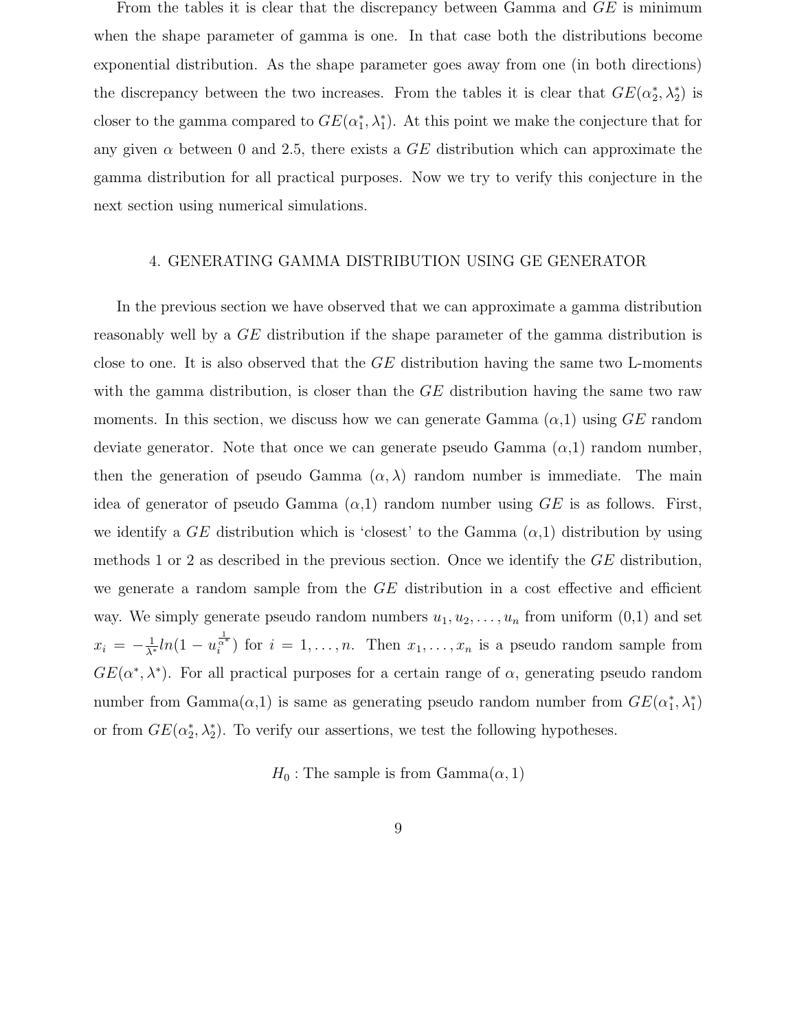From the tables it is clear that the discrepancy between Gamma and $GE$ is minimum when the shape parameter of gamma is one. In that case both the distributions become exponential distribution. As the shape parameter goes away from one (in both directions) the discrepancy between the two increases. From the tables it is clear that $GE(\alpha_2^*, \lambda_2^*)$ is closer to the gamma compared to $GE(\alpha_1^*, \lambda_1^*)$. At this point we make the conjecture that for any given $\alpha$ between 0 and 2.5, there exists a $GE$ distribution which can approximate the gamma distribution for all practical purposes. Now we try to verify this conjecture in the next section using numerical simulations.

## 4. GENERATING GAMMA DISTRIBUTION USING GE GENERATOR

In the previous section we have observed that we can approximate a gamma distribution reasonably well by a $GE$ distribution if the shape parameter of the gamma distribution is close to one. It is also observed that the $GE$ distribution having the same two L-moments with the gamma distribution, is closer than the $GE$ distribution having the same two raw moments. In this section, we discuss how we can generate Gamma ($\alpha$,1) using $GE$ random deviate generator. Note that once we can generate pseudo Gamma ($\alpha$,1) random number, then the generation of pseudo Gamma ($\alpha, \lambda$) random number is immediate. The main idea of generator of pseudo Gamma ($\alpha$,1) random number using $GE$ is as follows. First, we identify a $GE$ distribution which is 'closest' to the Gamma ($\alpha$,1) distribution by using methods 1 or 2 as described in the previous section. Once we identify the $GE$ distribution, we generate a random sample from the $GE$ distribution in a cost effective and efficient way. We simply generate pseudo random numbers $u_1, u_2, \ldots, u_n$ from uniform (0,1) and set $x_i = -\frac{1}{\lambda^*} ln(1 - u_i^{\frac{1}{\alpha^*}})$ for $i = 1, \ldots, n$. Then $x_1, \ldots, x_n$ is a pseudo random sample from $GE(\alpha^*, \lambda^*)$. For all practical purposes for a certain range of $\alpha$, generating pseudo random number from Gamma($\alpha$,1) is same as generating pseudo random number from $GE(\alpha_1^*, \lambda_1^*)$ or from $GE(\alpha_2^*, \lambda_2^*)$. To verify our assertions, we test the following hypotheses.

$$H_0 : \text{The sample is from Gamma}(\alpha, 1)$$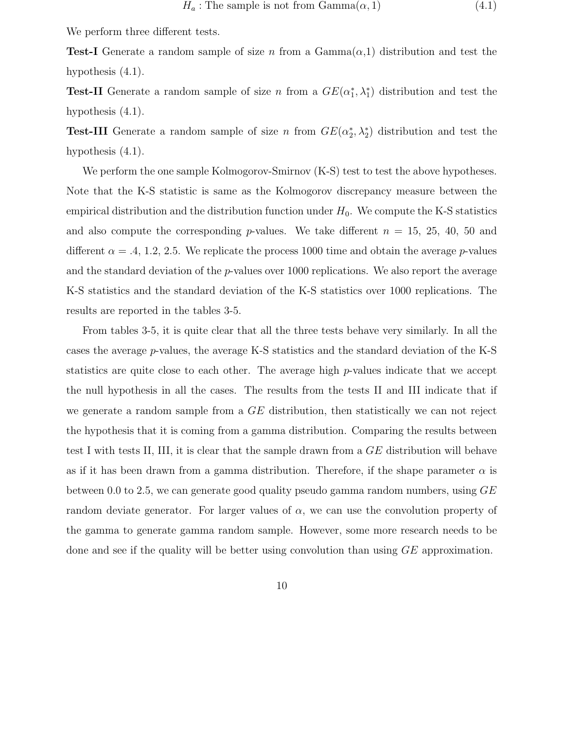$$H_a : \text{The sample is not from Gamma}(\alpha, 1) \tag{4.1}$$

We perform three different tests.

**Test-I** Generate a random sample of size $n$ from a Gamma($\alpha$,1) distribution and test the hypothesis (4.1).

**Test-II** Generate a random sample of size $n$ from a $GE(\alpha_1^*, \lambda_1^*)$ distribution and test the hypothesis (4.1).

**Test-III** Generate a random sample of size $n$ from $GE(\alpha_2^*, \lambda_2^*)$ distribution and test the hypothesis (4.1).

We perform the one sample Kolmogorov-Smirnov (K-S) test to test the above hypotheses. Note that the K-S statistic is same as the Kolmogorov discrepancy measure between the empirical distribution and the distribution function under $H_0$. We compute the K-S statistics and also compute the corresponding $p$-values. We take different $n$ = 15, 25, 40, 50 and different $\alpha$ = .4, 1.2, 2.5. We replicate the process 1000 time and obtain the average $p$-values and the standard deviation of the $p$-values over 1000 replications. We also report the average K-S statistics and the standard deviation of the K-S statistics over 1000 replications. The results are reported in the tables 3-5.

From tables 3-5, it is quite clear that all the three tests behave very similarly. In all the cases the average $p$-values, the average K-S statistics and the standard deviation of the K-S statistics are quite close to each other. The average high $p$-values indicate that we accept the null hypothesis in all the cases. The results from the tests II and III indicate that if we generate a random sample from a $GE$ distribution, then statistically we can not reject the hypothesis that it is coming from a gamma distribution. Comparing the results between test I with tests II, III, it is clear that the sample drawn from a $GE$ distribution will behave as if it has been drawn from a gamma distribution. Therefore, if the shape parameter $\alpha$ is between 0.0 to 2.5, we can generate good quality pseudo gamma random numbers, using $GE$ random deviate generator. For larger values of $\alpha$, we can use the convolution property of the gamma to generate gamma random sample. However, some more research needs to be done and see if the quality will be better using convolution than using $GE$ approximation.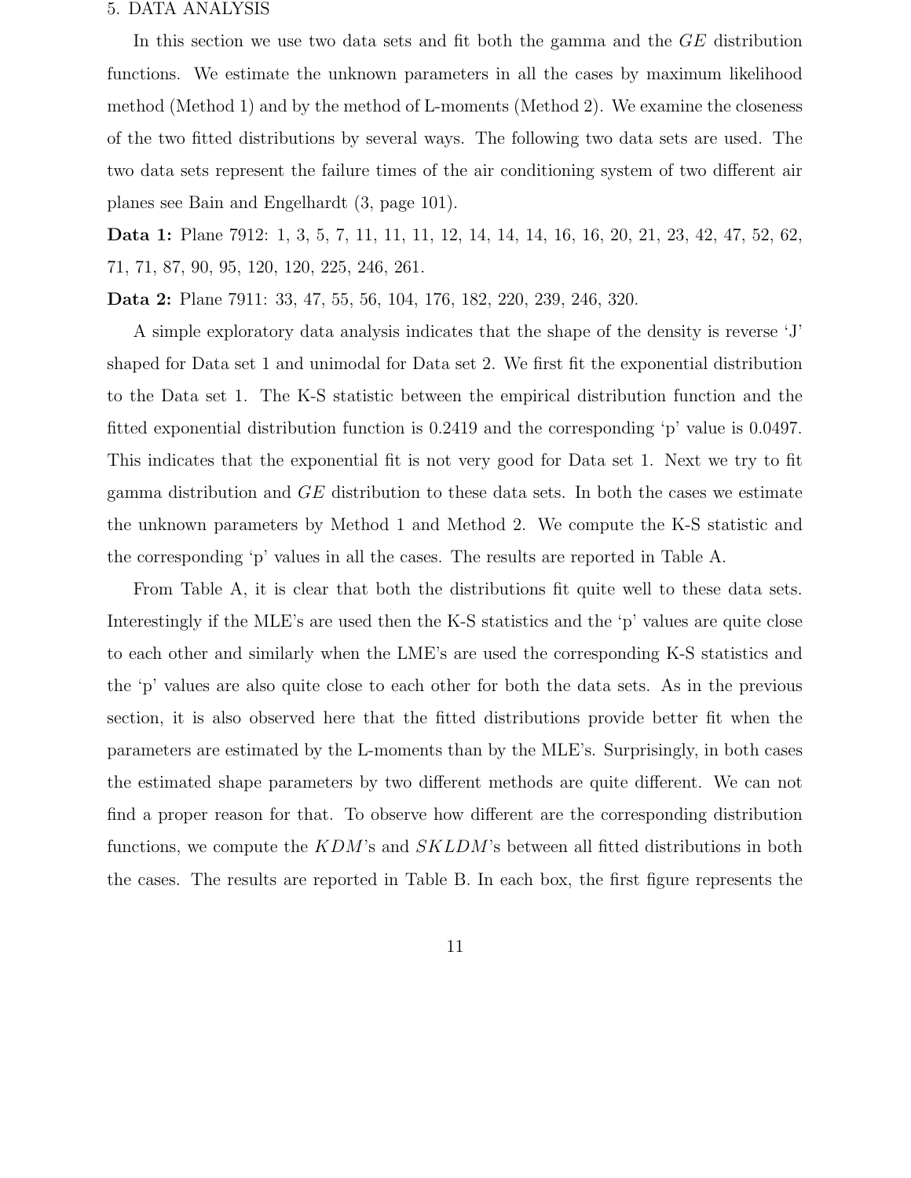## 5. DATA ANALYSIS

In this section we use two data sets and fit both the gamma and the $GE$ distribution functions. We estimate the unknown parameters in all the cases by maximum likelihood method (Method 1) and by the method of L-moments (Method 2). We examine the closeness of the two fitted distributions by several ways. The following two data sets are used. The two data sets represent the failure times of the air conditioning system of two different air planes see Bain and Engelhardt (3, page 101).

**Data 1:** Plane 7912: 1, 3, 5, 7, 11, 11, 11, 12, 14, 14, 14, 16, 16, 20, 21, 23, 42, 47, 52, 62, 71, 71, 87, 90, 95, 120, 120, 225, 246, 261.

**Data 2:** Plane 7911: 33, 47, 55, 56, 104, 176, 182, 220, 239, 246, 320.

A simple exploratory data analysis indicates that the shape of the density is reverse 'J' shaped for Data set 1 and unimodal for Data set 2. We first fit the exponential distribution to the Data set 1. The K-S statistic between the empirical distribution function and the fitted exponential distribution function is 0.2419 and the corresponding 'p' value is 0.0497. This indicates that the exponential fit is not very good for Data set 1. Next we try to fit gamma distribution and $GE$ distribution to these data sets. In both the cases we estimate the unknown parameters by Method 1 and Method 2. We compute the K-S statistic and the corresponding 'p' values in all the cases. The results are reported in Table A.

From Table A, it is clear that both the distributions fit quite well to these data sets. Interestingly if the MLE's are used then the K-S statistics and the 'p' values are quite close to each other and similarly when the LME's are used the corresponding K-S statistics and the 'p' values are also quite close to each other for both the data sets. As in the previous section, it is also observed here that the fitted distributions provide better fit when the parameters are estimated by the L-moments than by the MLE's. Surprisingly, in both cases the estimated shape parameters by two different methods are quite different. We can not find a proper reason for that. To observe how different are the corresponding distribution functions, we compute the $KDM$'s and $SKLDM$'s between all fitted distributions in both the cases. The results are reported in Table B. In each box, the first figure represents the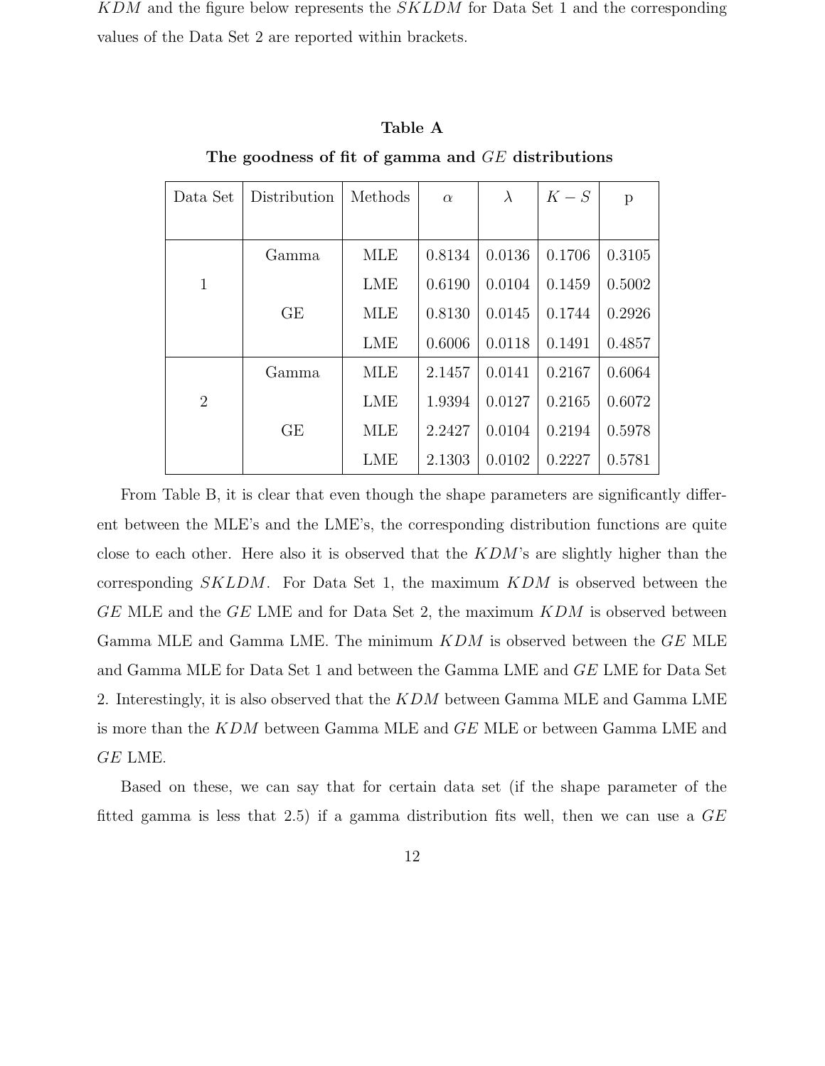$KDM$ and the figure below represents the $SKLDM$ for Data Set 1 and the corresponding values of the Data Set 2 are reported within brackets.

**Table A**

**The goodness of fit of gamma and $GE$ distributions**

| Data Set | Distribution | Methods | $\alpha$ | $\lambda$ | $K-S$ | p |
|---|---|---|---|---|---|---|
| 1 | Gamma | MLE | 0.8134 | 0.0136 | 0.1706 | 0.3105 |
| | | LME | 0.6190 | 0.0104 | 0.1459 | 0.5002 |
| | GE | MLE | 0.8130 | 0.0145 | 0.1744 | 0.2926 |
| | | LME | 0.6006 | 0.0118 | 0.1491 | 0.4857 |
| 2 | Gamma | MLE | 2.1457 | 0.0141 | 0.2167 | 0.6064 |
| | | LME | 1.9394 | 0.0127 | 0.2165 | 0.6072 |
| | GE | MLE | 2.2427 | 0.0104 | 0.2194 | 0.5978 |
| | | LME | 2.1303 | 0.0102 | 0.2227 | 0.5781 |

From Table B, it is clear that even though the shape parameters are significantly different between the MLE's and the LME's, the corresponding distribution functions are quite close to each other. Here also it is observed that the $KDM$'s are slightly higher than the corresponding $SKLDM$. For Data Set 1, the maximum $KDM$ is observed between the $GE$ MLE and the $GE$ LME and for Data Set 2, the maximum $KDM$ is observed between Gamma MLE and Gamma LME. The minimum $KDM$ is observed between the $GE$ MLE and Gamma MLE for Data Set 1 and between the Gamma LME and $GE$ LME for Data Set 2. Interestingly, it is also observed that the $KDM$ between Gamma MLE and Gamma LME is more than the $KDM$ between Gamma MLE and $GE$ MLE or between Gamma LME and $GE$ LME.

Based on these, we can say that for certain data set (if the shape parameter of the fitted gamma is less that 2.5) if a gamma distribution fits well, then we can use a $GE$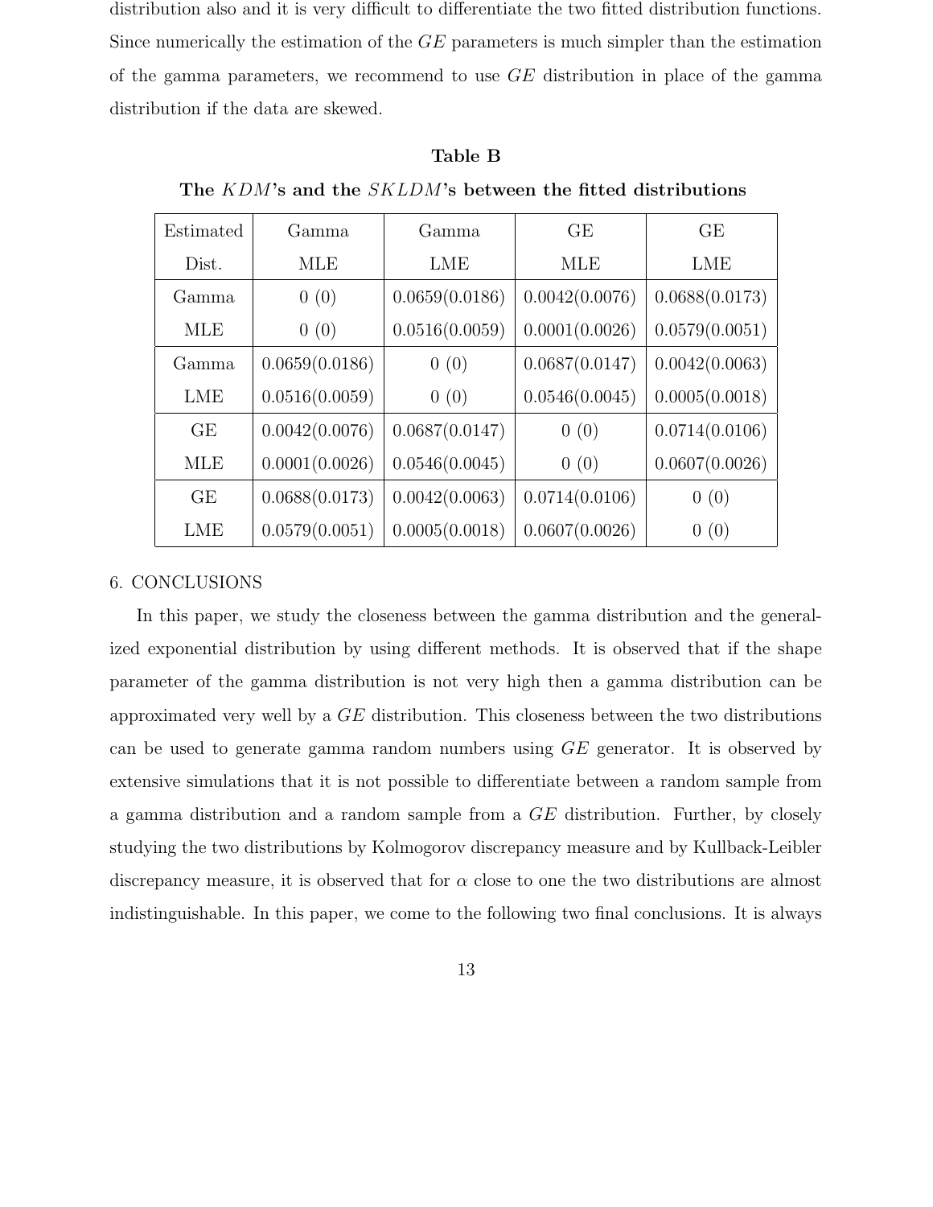distribution also and it is very difficult to differentiate the two fitted distribution functions. Since numerically the estimation of the $GE$ parameters is much simpler than the estimation of the gamma parameters, we recommend to use $GE$ distribution in place of the gamma distribution if the data are skewed.

**Table B**

**The $KDM$'s and the $SKLDM$'s between the fitted distributions**

| Estimated Dist. | Gamma MLE | Gamma LME | GE MLE | GE LME |
|---|---|---|---|---|
| Gamma MLE | 0 (0) | 0.0659(0.0186) | 0.0042(0.0076) | 0.0688(0.0173) |
| | 0 (0) | 0.0516(0.0059) | 0.0001(0.0026) | 0.0579(0.0051) |
| Gamma LME | 0.0659(0.0186) | 0 (0) | 0.0687(0.0147) | 0.0042(0.0063) |
| | 0.0516(0.0059) | 0 (0) | 0.0546(0.0045) | 0.0005(0.0018) |
| GE MLE | 0.0042(0.0076) | 0.0687(0.0147) | 0 (0) | 0.0714(0.0106) |
| | 0.0001(0.0026) | 0.0546(0.0045) | 0 (0) | 0.0607(0.0026) |
| GE LME | 0.0688(0.0173) | 0.0042(0.0063) | 0.0714(0.0106) | 0 (0) |
| | 0.0579(0.0051) | 0.0005(0.0018) | 0.0607(0.0026) | 0 (0) |

## 6. CONCLUSIONS

In this paper, we study the closeness between the gamma distribution and the generalized exponential distribution by using different methods. It is observed that if the shape parameter of the gamma distribution is not very high then a gamma distribution can be approximated very well by a $GE$ distribution. This closeness between the two distributions can be used to generate gamma random numbers using $GE$ generator. It is observed by extensive simulations that it is not possible to differentiate between a random sample from a gamma distribution and a random sample from a $GE$ distribution. Further, by closely studying the two distributions by Kolmogorov discrepancy measure and by Kullback-Leibler discrepancy measure, it is observed that for $\alpha$ close to one the two distributions are almost indistinguishable. In this paper, we come to the following two final conclusions. It is always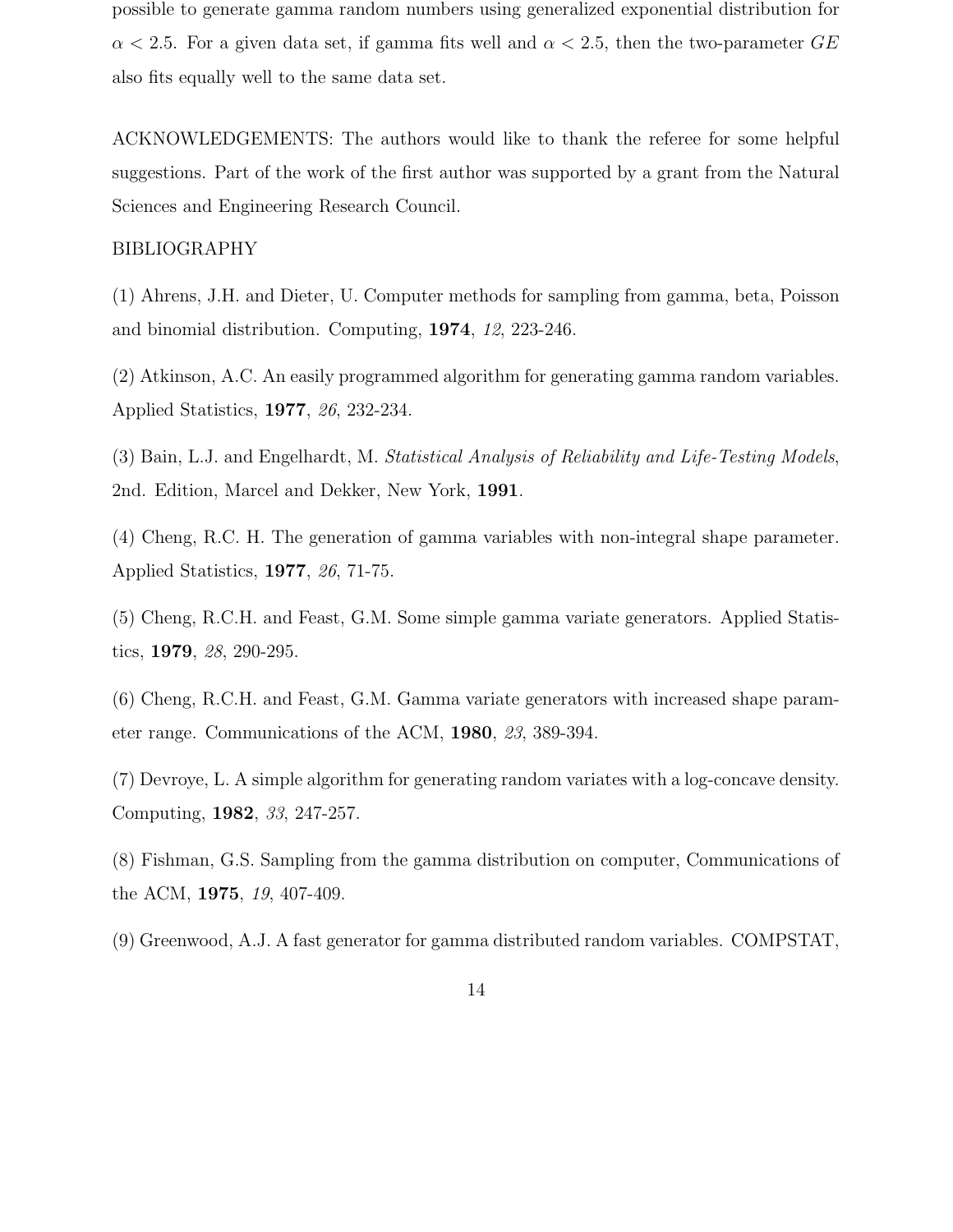possible to generate gamma random numbers using generalized exponential distribution for $\alpha < 2.5$. For a given data set, if gamma fits well and $\alpha < 2.5$, then the two-parameter $GE$ also fits equally well to the same data set.

ACKNOWLEDGEMENTS: The authors would like to thank the referee for some helpful suggestions. Part of the work of the first author was supported by a grant from the Natural Sciences and Engineering Research Council.

BIBLIOGRAPHY

(1) Ahrens, J.H. and Dieter, U. Computer methods for sampling from gamma, beta, Poisson and binomial distribution. Computing, **1974**, *12*, 223-246.

(2) Atkinson, A.C. An easily programmed algorithm for generating gamma random variables. Applied Statistics, **1977**, *26*, 232-234.

(3) Bain, L.J. and Engelhardt, M. *Statistical Analysis of Reliability and Life-Testing Models*, 2nd. Edition, Marcel and Dekker, New York, **1991**.

(4) Cheng, R.C. H. The generation of gamma variables with non-integral shape parameter. Applied Statistics, **1977**, *26*, 71-75.

(5) Cheng, R.C.H. and Feast, G.M. Some simple gamma variate generators. Applied Statistics, **1979**, *28*, 290-295.

(6) Cheng, R.C.H. and Feast, G.M. Gamma variate generators with increased shape parameter range. Communications of the ACM, **1980**, *23*, 389-394.

(7) Devroye, L. A simple algorithm for generating random variates with a log-concave density. Computing, **1982**, *33*, 247-257.

(8) Fishman, G.S. Sampling from the gamma distribution on computer, Communications of the ACM, **1975**, *19*, 407-409.

(9) Greenwood, A.J. A fast generator for gamma distributed random variables. COMPSTAT,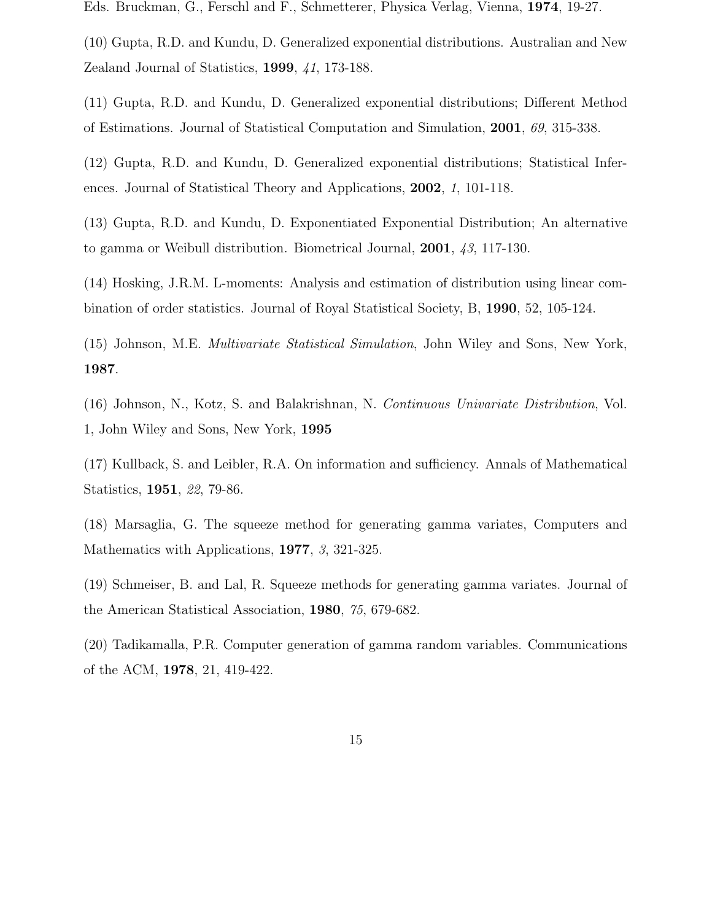Eds. Bruckman, G., Ferschl and F., Schmetterer, Physica Verlag, Vienna, **1974**, 19-27.

(10) Gupta, R.D. and Kundu, D. Generalized exponential distributions. Australian and New Zealand Journal of Statistics, **1999**, *41*, 173-188.

(11) Gupta, R.D. and Kundu, D. Generalized exponential distributions; Different Method of Estimations. Journal of Statistical Computation and Simulation, **2001**, *69*, 315-338.

(12) Gupta, R.D. and Kundu, D. Generalized exponential distributions; Statistical Inferences. Journal of Statistical Theory and Applications, **2002**, *1*, 101-118.

(13) Gupta, R.D. and Kundu, D. Exponentiated Exponential Distribution; An alternative to gamma or Weibull distribution. Biometrical Journal, **2001**, *43*, 117-130.

(14) Hosking, J.R.M. L-moments: Analysis and estimation of distribution using linear combination of order statistics. Journal of Royal Statistical Society, B, **1990**, 52, 105-124.

(15) Johnson, M.E. *Multivariate Statistical Simulation*, John Wiley and Sons, New York, **1987**.

(16) Johnson, N., Kotz, S. and Balakrishnan, N. *Continuous Univariate Distribution*, Vol. 1, John Wiley and Sons, New York, **1995**

(17) Kullback, S. and Leibler, R.A. On information and sufficiency. Annals of Mathematical Statistics, **1951**, *22*, 79-86.

(18) Marsaglia, G. The squeeze method for generating gamma variates, Computers and Mathematics with Applications, **1977**, *3*, 321-325.

(19) Schmeiser, B. and Lal, R. Squeeze methods for generating gamma variates. Journal of the American Statistical Association, **1980**, *75*, 679-682.

(20) Tadikamalla, P.R. Computer generation of gamma random variables. Communications of the ACM, **1978**, 21, 419-422.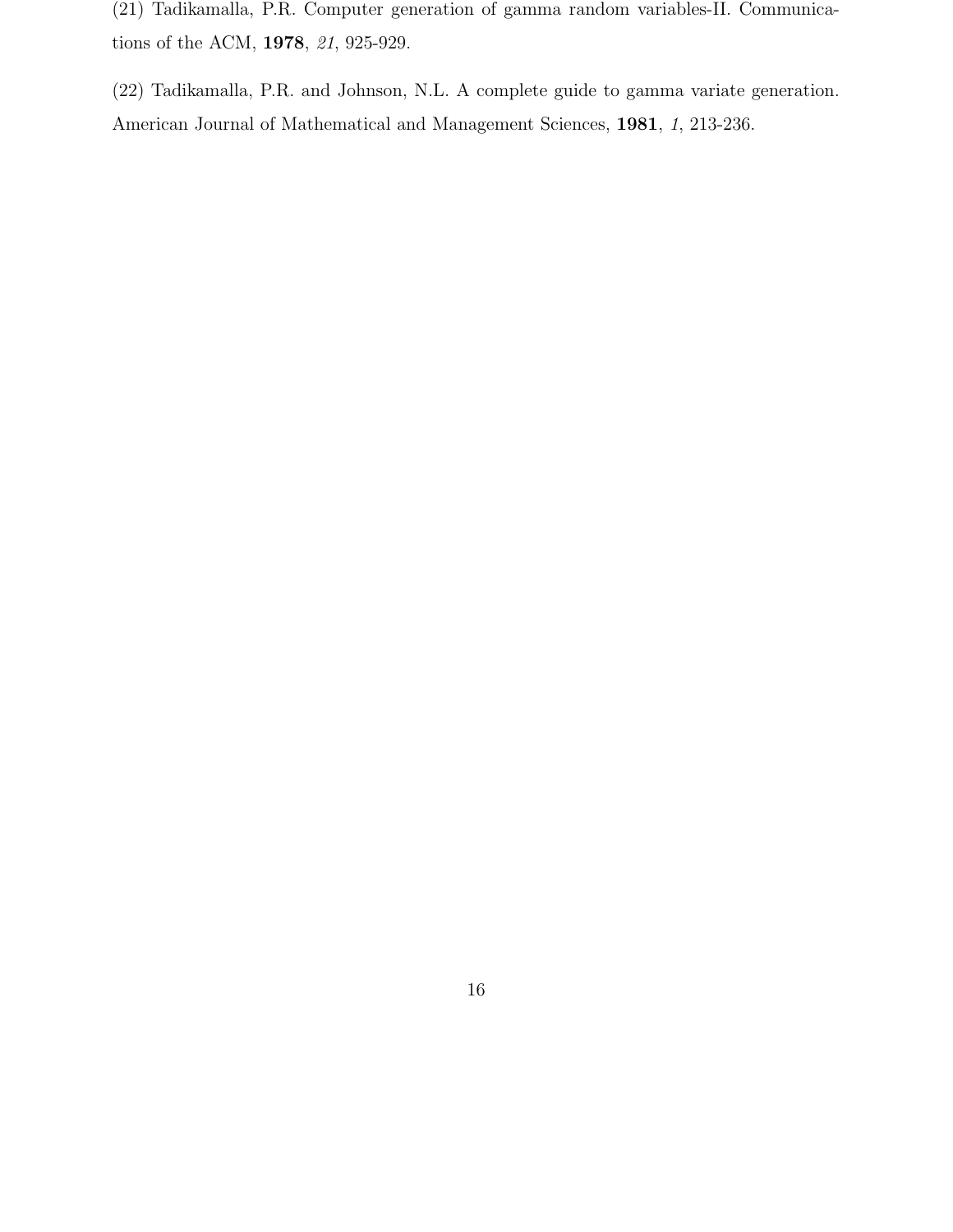(21) Tadikamalla, P.R. Computer generation of gamma random variables-II. Communications of the ACM, **1978**, *21*, 925-929.

(22) Tadikamalla, P.R. and Johnson, N.L. A complete guide to gamma variate generation. American Journal of Mathematical and Management Sciences, **1981**, *1*, 213-236.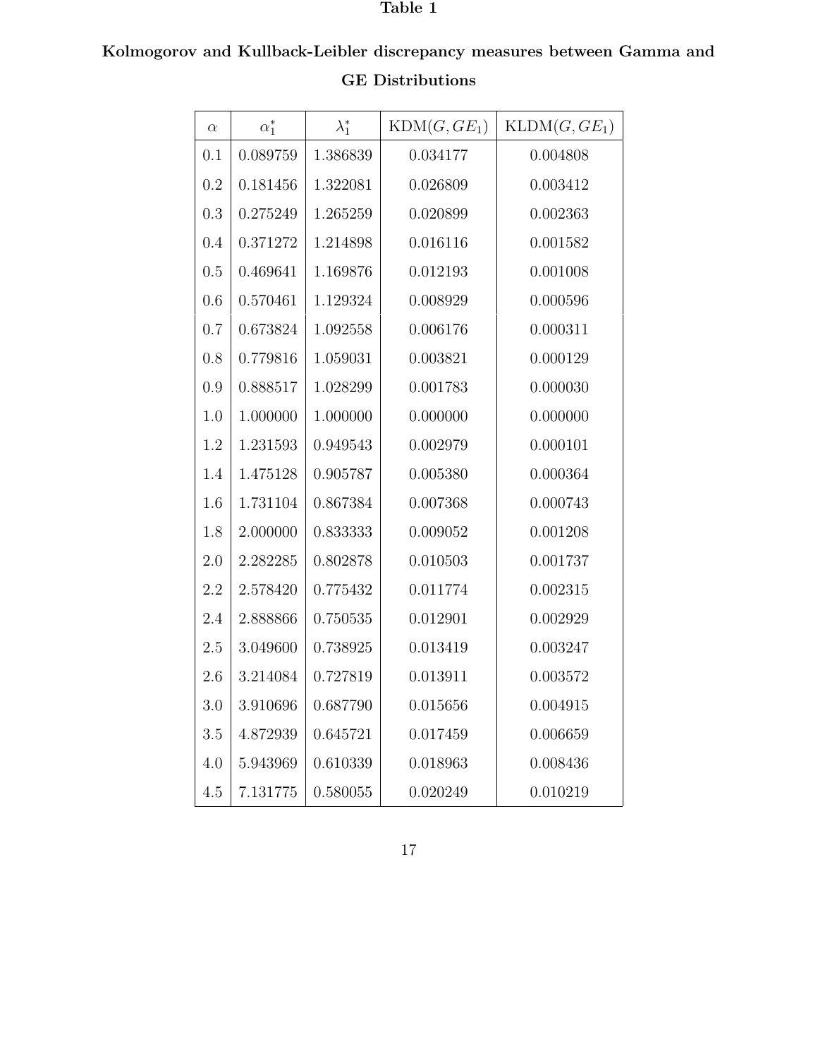**Table 1**

**Kolmogorov and Kullback-Leibler discrepancy measures between Gamma and GE Distributions**

| $\alpha$ | $\alpha_1^*$ | $\lambda_1^*$ | KDM$(G, GE_1)$ | KLDM$(G, GE_1)$ |
|---|---|---|---|---|
| 0.1 | 0.089759 | 1.386839 | 0.034177 | 0.004808 |
| 0.2 | 0.181456 | 1.322081 | 0.026809 | 0.003412 |
| 0.3 | 0.275249 | 1.265259 | 0.020899 | 0.002363 |
| 0.4 | 0.371272 | 1.214898 | 0.016116 | 0.001582 |
| 0.5 | 0.469641 | 1.169876 | 0.012193 | 0.001008 |
| 0.6 | 0.570461 | 1.129324 | 0.008929 | 0.000596 |
| 0.7 | 0.673824 | 1.092558 | 0.006176 | 0.000311 |
| 0.8 | 0.779816 | 1.059031 | 0.003821 | 0.000129 |
| 0.9 | 0.888517 | 1.028299 | 0.001783 | 0.000030 |
| 1.0 | 1.000000 | 1.000000 | 0.000000 | 0.000000 |
| 1.2 | 1.231593 | 0.949543 | 0.002979 | 0.000101 |
| 1.4 | 1.475128 | 0.905787 | 0.005380 | 0.000364 |
| 1.6 | 1.731104 | 0.867384 | 0.007368 | 0.000743 |
| 1.8 | 2.000000 | 0.833333 | 0.009052 | 0.001208 |
| 2.0 | 2.282285 | 0.802878 | 0.010503 | 0.001737 |
| 2.2 | 2.578420 | 0.775432 | 0.011774 | 0.002315 |
| 2.4 | 2.888866 | 0.750535 | 0.012901 | 0.002929 |
| 2.5 | 3.049600 | 0.738925 | 0.013419 | 0.003247 |
| 2.6 | 3.214084 | 0.727819 | 0.013911 | 0.003572 |
| 3.0 | 3.910696 | 0.687790 | 0.015656 | 0.004915 |
| 3.5 | 4.872939 | 0.645721 | 0.017459 | 0.006659 |
| 4.0 | 5.943969 | 0.610339 | 0.018963 | 0.008436 |
| 4.5 | 7.131775 | 0.580055 | 0.020249 | 0.010219 |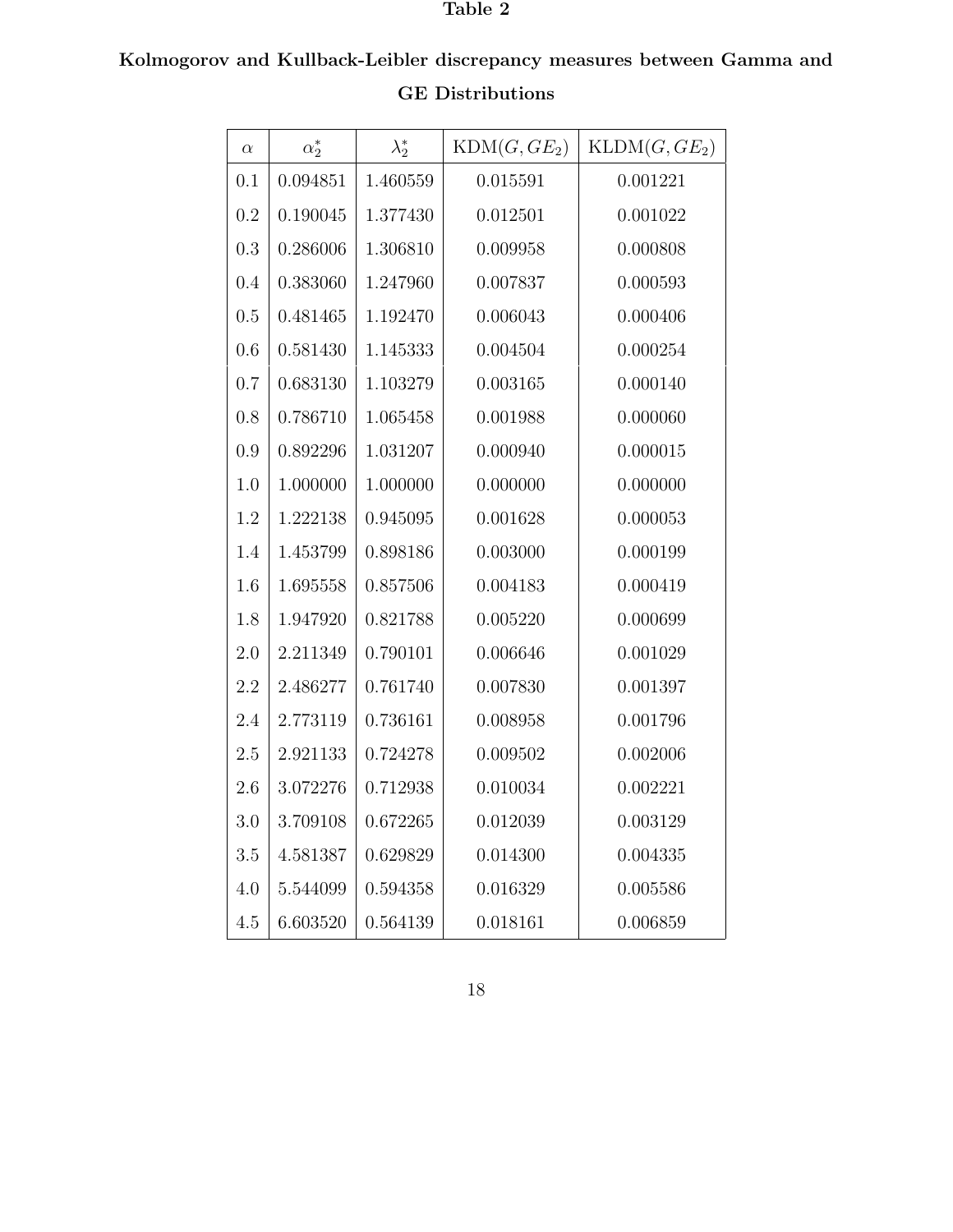**Table 2**

**Kolmogorov and Kullback-Leibler discrepancy measures between Gamma and GE Distributions**

| $\alpha$ | $\alpha_2^*$ | $\lambda_2^*$ | KDM$(G, GE_2)$ | KLDM$(G, GE_2)$ |
|---|---|---|---|---|
| 0.1 | 0.094851 | 1.460559 | 0.015591 | 0.001221 |
| 0.2 | 0.190045 | 1.377430 | 0.012501 | 0.001022 |
| 0.3 | 0.286006 | 1.306810 | 0.009958 | 0.000808 |
| 0.4 | 0.383060 | 1.247960 | 0.007837 | 0.000593 |
| 0.5 | 0.481465 | 1.192470 | 0.006043 | 0.000406 |
| 0.6 | 0.581430 | 1.145333 | 0.004504 | 0.000254 |
| 0.7 | 0.683130 | 1.103279 | 0.003165 | 0.000140 |
| 0.8 | 0.786710 | 1.065458 | 0.001988 | 0.000060 |
| 0.9 | 0.892296 | 1.031207 | 0.000940 | 0.000015 |
| 1.0 | 1.000000 | 1.000000 | 0.000000 | 0.000000 |
| 1.2 | 1.222138 | 0.945095 | 0.001628 | 0.000053 |
| 1.4 | 1.453799 | 0.898186 | 0.003000 | 0.000199 |
| 1.6 | 1.695558 | 0.857506 | 0.004183 | 0.000419 |
| 1.8 | 1.947920 | 0.821788 | 0.005220 | 0.000699 |
| 2.0 | 2.211349 | 0.790101 | 0.006646 | 0.001029 |
| 2.2 | 2.486277 | 0.761740 | 0.007830 | 0.001397 |
| 2.4 | 2.773119 | 0.736161 | 0.008958 | 0.001796 |
| 2.5 | 2.921133 | 0.724278 | 0.009502 | 0.002006 |
| 2.6 | 3.072276 | 0.712938 | 0.010034 | 0.002221 |
| 3.0 | 3.709108 | 0.672265 | 0.012039 | 0.003129 |
| 3.5 | 4.581387 | 0.629829 | 0.014300 | 0.004335 |
| 4.0 | 5.544099 | 0.594358 | 0.016329 | 0.005586 |
| 4.5 | 6.603520 | 0.564139 | 0.018161 | 0.006859 |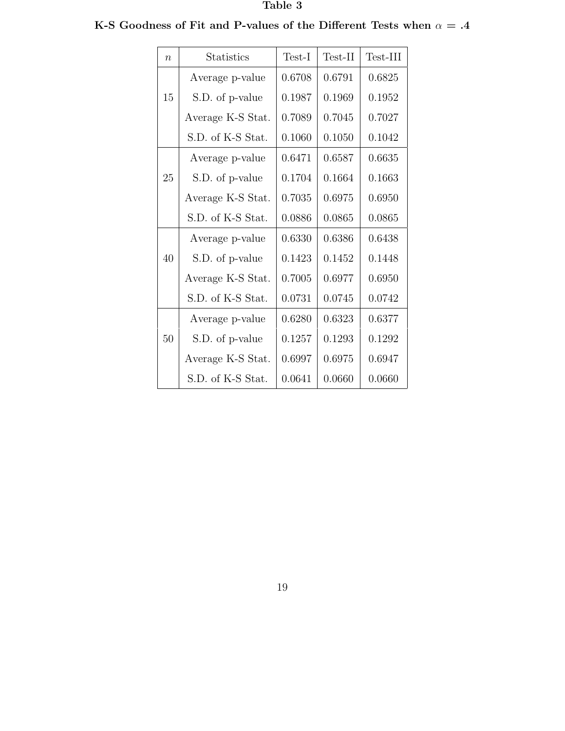**Table 3**

**K-S Goodness of Fit and P-values of the Different Tests when $\alpha = .4$**

| $n$ | Statistics | Test-I | Test-II | Test-III |
|---|---|---|---|---|
| 15 | Average p-value | 0.6708 | 0.6791 | 0.6825 |
| | S.D. of p-value | 0.1987 | 0.1969 | 0.1952 |
| | Average K-S Stat. | 0.7089 | 0.7045 | 0.7027 |
| | S.D. of K-S Stat. | 0.1060 | 0.1050 | 0.1042 |
| 25 | Average p-value | 0.6471 | 0.6587 | 0.6635 |
| | S.D. of p-value | 0.1704 | 0.1664 | 0.1663 |
| | Average K-S Stat. | 0.7035 | 0.6975 | 0.6950 |
| | S.D. of K-S Stat. | 0.0886 | 0.0865 | 0.0865 |
| 40 | Average p-value | 0.6330 | 0.6386 | 0.6438 |
| | S.D. of p-value | 0.1423 | 0.1452 | 0.1448 |
| | Average K-S Stat. | 0.7005 | 0.6977 | 0.6950 |
| | S.D. of K-S Stat. | 0.0731 | 0.0745 | 0.0742 |
| 50 | Average p-value | 0.6280 | 0.6323 | 0.6377 |
| | S.D. of p-value | 0.1257 | 0.1293 | 0.1292 |
| | Average K-S Stat. | 0.6997 | 0.6975 | 0.6947 |
| | S.D. of K-S Stat. | 0.0641 | 0.0660 | 0.0660 |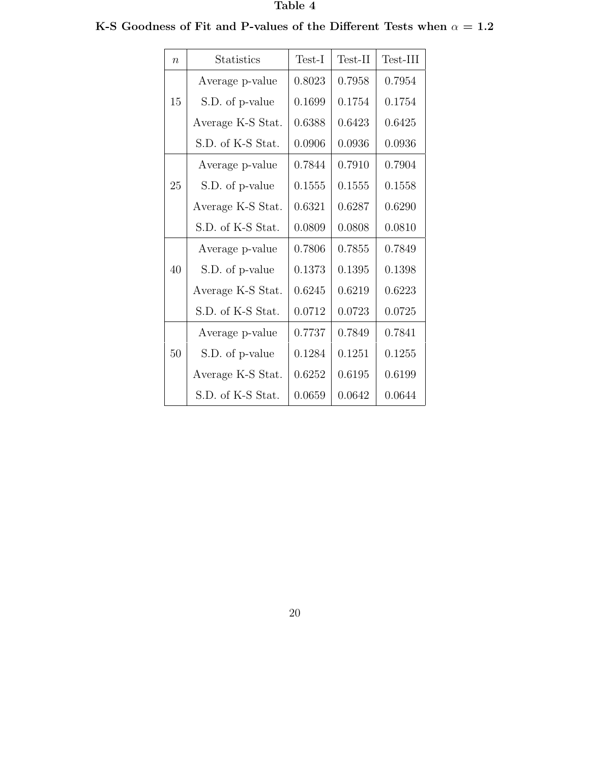**Table 4**

**K-S Goodness of Fit and P-values of the Different Tests when $\alpha$ = 1.2**

| $n$ | Statistics | Test-I | Test-II | Test-III |
|---|---|---|---|---|
| 15 | Average p-value | 0.8023 | 0.7958 | 0.7954 |
| | S.D. of p-value | 0.1699 | 0.1754 | 0.1754 |
| | Average K-S Stat. | 0.6388 | 0.6423 | 0.6425 |
| | S.D. of K-S Stat. | 0.0906 | 0.0936 | 0.0936 |
| 25 | Average p-value | 0.7844 | 0.7910 | 0.7904 |
| | S.D. of p-value | 0.1555 | 0.1555 | 0.1558 |
| | Average K-S Stat. | 0.6321 | 0.6287 | 0.6290 |
| | S.D. of K-S Stat. | 0.0809 | 0.0808 | 0.0810 |
| 40 | Average p-value | 0.7806 | 0.7855 | 0.7849 |
| | S.D. of p-value | 0.1373 | 0.1395 | 0.1398 |
| | Average K-S Stat. | 0.6245 | 0.6219 | 0.6223 |
| | S.D. of K-S Stat. | 0.0712 | 0.0723 | 0.0725 |
| 50 | Average p-value | 0.7737 | 0.7849 | 0.7841 |
| | S.D. of p-value | 0.1284 | 0.1251 | 0.1255 |
| | Average K-S Stat. | 0.6252 | 0.6195 | 0.6199 |
| | S.D. of K-S Stat. | 0.0659 | 0.0642 | 0.0644 |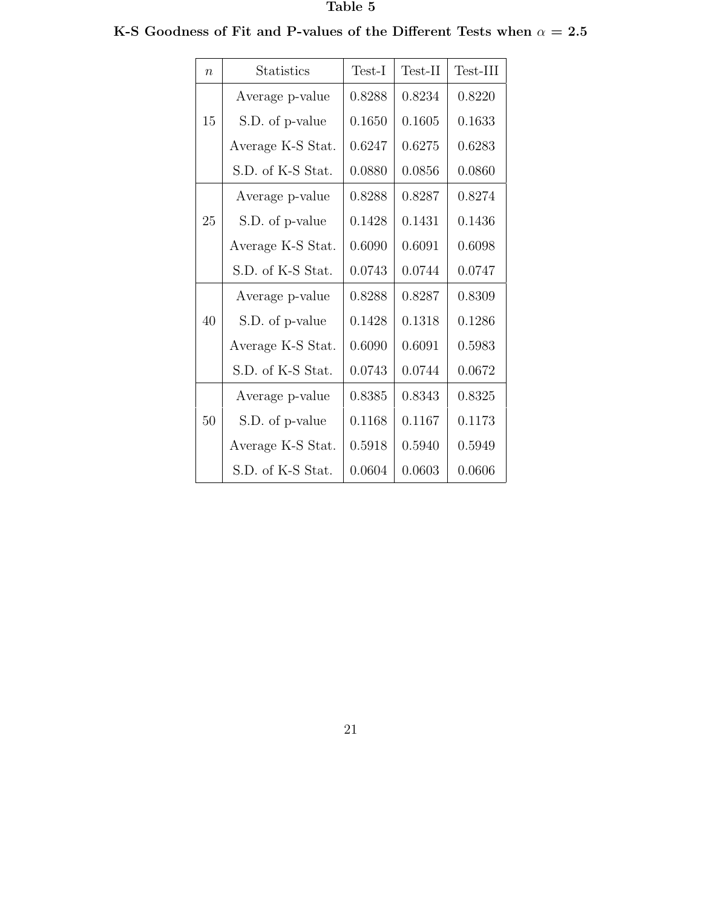**Table 5**

**K-S Goodness of Fit and P-values of the Different Tests when $\alpha = 2.5$**

| $n$ | Statistics | Test-I | Test-II | Test-III |
|---|---|---|---|---|
| | Average p-value | 0.8288 | 0.8234 | 0.8220 |
| 15 | S.D. of p-value | 0.1650 | 0.1605 | 0.1633 |
| | Average K-S Stat. | 0.6247 | 0.6275 | 0.6283 |
| | S.D. of K-S Stat. | 0.0880 | 0.0856 | 0.0860 |
| | Average p-value | 0.8288 | 0.8287 | 0.8274 |
| 25 | S.D. of p-value | 0.1428 | 0.1431 | 0.1436 |
| | Average K-S Stat. | 0.6090 | 0.6091 | 0.6098 |
| | S.D. of K-S Stat. | 0.0743 | 0.0744 | 0.0747 |
| | Average p-value | 0.8288 | 0.8287 | 0.8309 |
| 40 | S.D. of p-value | 0.1428 | 0.1318 | 0.1286 |
| | Average K-S Stat. | 0.6090 | 0.6091 | 0.5983 |
| | S.D. of K-S Stat. | 0.0743 | 0.0744 | 0.0672 |
| | Average p-value | 0.8385 | 0.8343 | 0.8325 |
| 50 | S.D. of p-value | 0.1168 | 0.1167 | 0.1173 |
| | Average K-S Stat. | 0.5918 | 0.5940 | 0.5949 |
| | S.D. of K-S Stat. | 0.0604 | 0.0603 | 0.0606 |